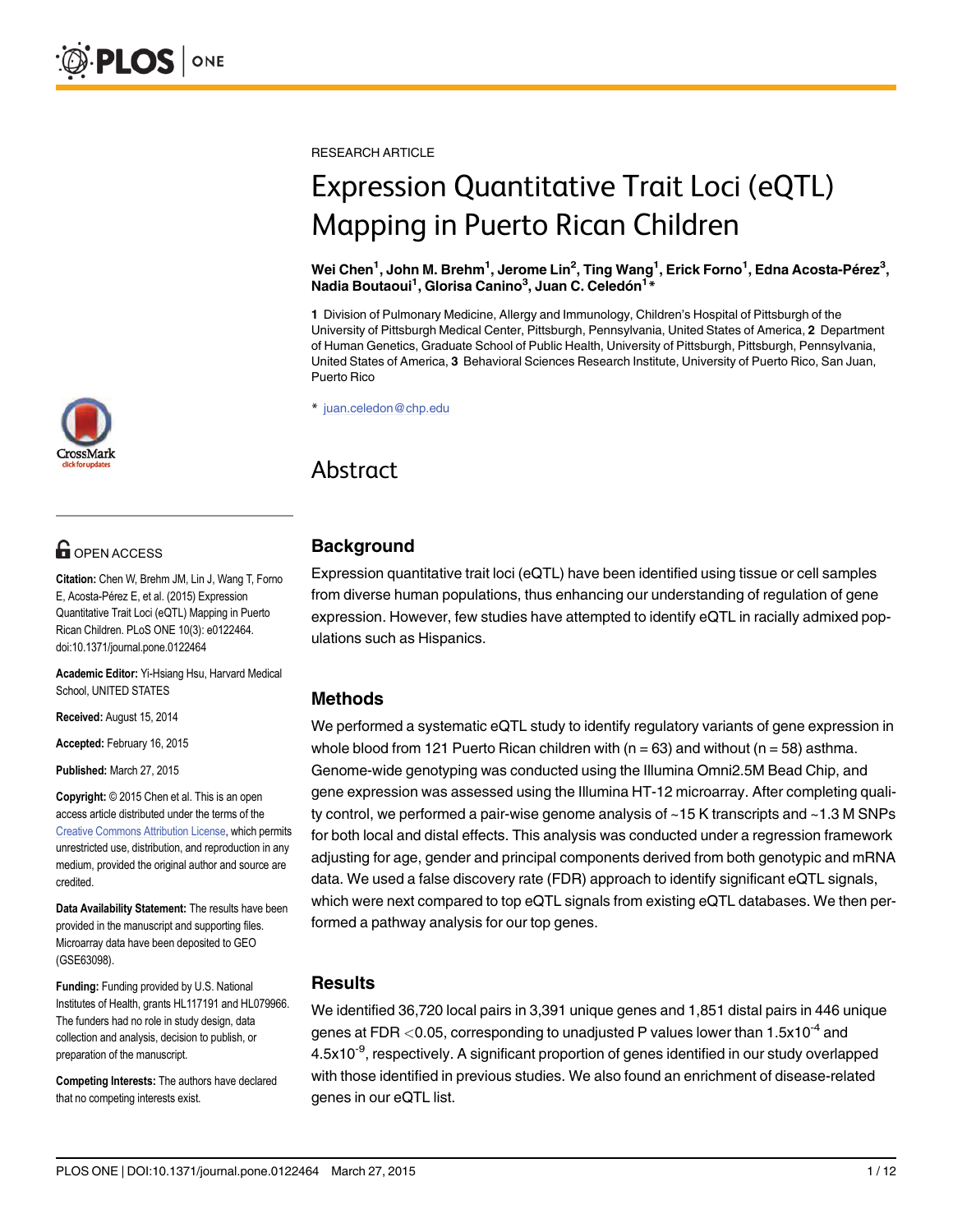RESEARCH ARTICLE

# Expression Quantitative Trait Loci (eQTL) Mapping in Puerto Rican Children

**Wei Chen[1], John M. Brehm[1], Jerome Lin[2], Ting Wang[1], Erick Forno[1], Edna Acosta-Pérez[3], Nadia Boutaoui[1], Glorisa Canino[3], Juan C. Celedón[1]***

**1** Division of Pulmonary Medicine, Allergy and Immunology, Children's Hospital of Pittsburgh of the University of Pittsburgh Medical Center, Pittsburgh, Pennsylvania, United States of America, **2** Department of Human Genetics, Graduate School of Public Health, University of Pittsburgh, Pittsburgh, Pennsylvania, United States of America, **3** Behavioral Sciences Research Institute, University of Puerto Rico, San Juan, Puerto Rico

* juan.celedon@chp.edu

OPEN ACCESS

**Citation:** Chen W, Brehm JM, Lin J, Wang T, Forno E, Acosta-Pérez E, et al. (2015) Expression Quantitative Trait Loci (eQTL) Mapping in Puerto Rican Children. PLoS ONE 10(3): e0122464. doi:10.1371/journal.pone.0122464

**Academic Editor:** Yi-Hsiang Hsu, Harvard Medical School, UNITED STATES

**Received:** August 15, 2014

**Accepted:** February 16, 2015

**Published:** March 27, 2015

**Copyright:** © 2015 Chen et al. This is an open access article distributed under the terms of the Creative Commons Attribution License, which permits unrestricted use, distribution, and reproduction in any medium, provided the original author and source are credited.

**Data Availability Statement:** The results have been provided in the manuscript and supporting files. Microarray data have been deposited to GEO (GSE63098).

**Funding:** Funding provided by U.S. National Institutes of Health, grants HL117191 and HL079966. The funders had no role in study design, data collection and analysis, decision to publish, or preparation of the manuscript.

**Competing Interests:** The authors have declared that no competing interests exist.

## Abstract

### Background

Expression quantitative trait loci (eQTL) have been identified using tissue or cell samples from diverse human populations, thus enhancing our understanding of regulation of gene expression. However, few studies have attempted to identify eQTL in racially admixed populations such as Hispanics.

### Methods

We performed a systematic eQTL study to identify regulatory variants of gene expression in whole blood from 121 Puerto Rican children with (n = 63) and without (n = 58) asthma. Genome-wide genotyping was conducted using the Illumina Omni2.5M Bead Chip, and gene expression was assessed using the Illumina HT-12 microarray. After completing quality control, we performed a pair-wise genome analysis of ~15 K transcripts and ~1.3 M SNPs for both local and distal effects. This analysis was conducted under a regression framework adjusting for age, gender and principal components derived from both genotypic and mRNA data. We used a false discovery rate (FDR) approach to identify significant eQTL signals, which were next compared to top eQTL signals from existing eQTL databases. We then performed a pathway analysis for our top genes.

### Results

We identified 36,720 local pairs in 3,391 unique genes and 1,851 distal pairs in 446 unique genes at FDR $<0.05$, corresponding to unadjusted P values lower than $1.5\text{x}10^{-4}$ and $4.5\text{x}10^{-9}$, respectively. A significant proportion of genes identified in our study overlapped with those identified in previous studies. We also found an enrichment of disease-related genes in our eQTL list.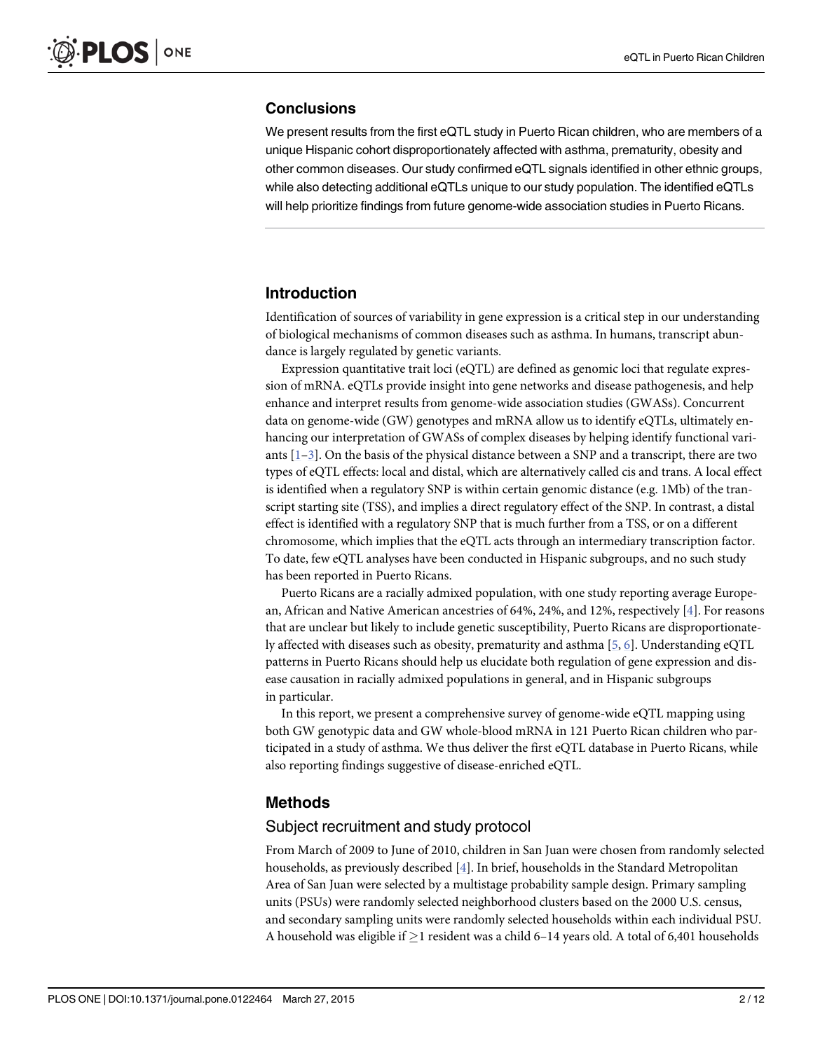### Conclusions

We present results from the first eQTL study in Puerto Rican children, who are members of a unique Hispanic cohort disproportionately affected with asthma, prematurity, obesity and other common diseases. Our study confirmed eQTL signals identified in other ethnic groups, while also detecting additional eQTLs unique to our study population. The identified eQTLs will help prioritize findings from future genome-wide association studies in Puerto Ricans.

## Introduction

Identification of sources of variability in gene expression is a critical step in our understanding of biological mechanisms of common diseases such as asthma. In humans, transcript abundance is largely regulated by genetic variants.

Expression quantitative trait loci (eQTL) are defined as genomic loci that regulate expression of mRNA. eQTLs provide insight into gene networks and disease pathogenesis, and help enhance and interpret results from genome-wide association studies (GWASs). Concurrent data on genome-wide (GW) genotypes and mRNA allow us to identify eQTLs, ultimately enhancing our interpretation of GWASs of complex diseases by helping identify functional variants [1–3]. On the basis of the physical distance between a SNP and a transcript, there are two types of eQTL effects: local and distal, which are alternatively called cis and trans. A local effect is identified when a regulatory SNP is within certain genomic distance (e.g. 1Mb) of the transcript starting site (TSS), and implies a direct regulatory effect of the SNP. In contrast, a distal effect is identified with a regulatory SNP that is much further from a TSS, or on a different chromosome, which implies that the eQTL acts through an intermediary transcription factor. To date, few eQTL analyses have been conducted in Hispanic subgroups, and no such study has been reported in Puerto Ricans.

Puerto Ricans are a racially admixed population, with one study reporting average European, African and Native American ancestries of 64%, 24%, and 12%, respectively [4]. For reasons that are unclear but likely to include genetic susceptibility, Puerto Ricans are disproportionately affected with diseases such as obesity, prematurity and asthma [5, 6]. Understanding eQTL patterns in Puerto Ricans should help us elucidate both regulation of gene expression and disease causation in racially admixed populations in general, and in Hispanic subgroups in particular.

In this report, we present a comprehensive survey of genome-wide eQTL mapping using both GW genotypic data and GW whole-blood mRNA in 121 Puerto Rican children who participated in a study of asthma. We thus deliver the first eQTL database in Puerto Ricans, while also reporting findings suggestive of disease-enriched eQTL.

## Methods

### Subject recruitment and study protocol

From March of 2009 to June of 2010, children in San Juan were chosen from randomly selected households, as previously described [4]. In brief, households in the Standard Metropolitan Area of San Juan were selected by a multistage probability sample design. Primary sampling units (PSUs) were randomly selected neighborhood clusters based on the 2000 U.S. census, and secondary sampling units were randomly selected households within each individual PSU. A household was eligible if $\geq$1 resident was a child 6–14 years old. A total of 6,401 households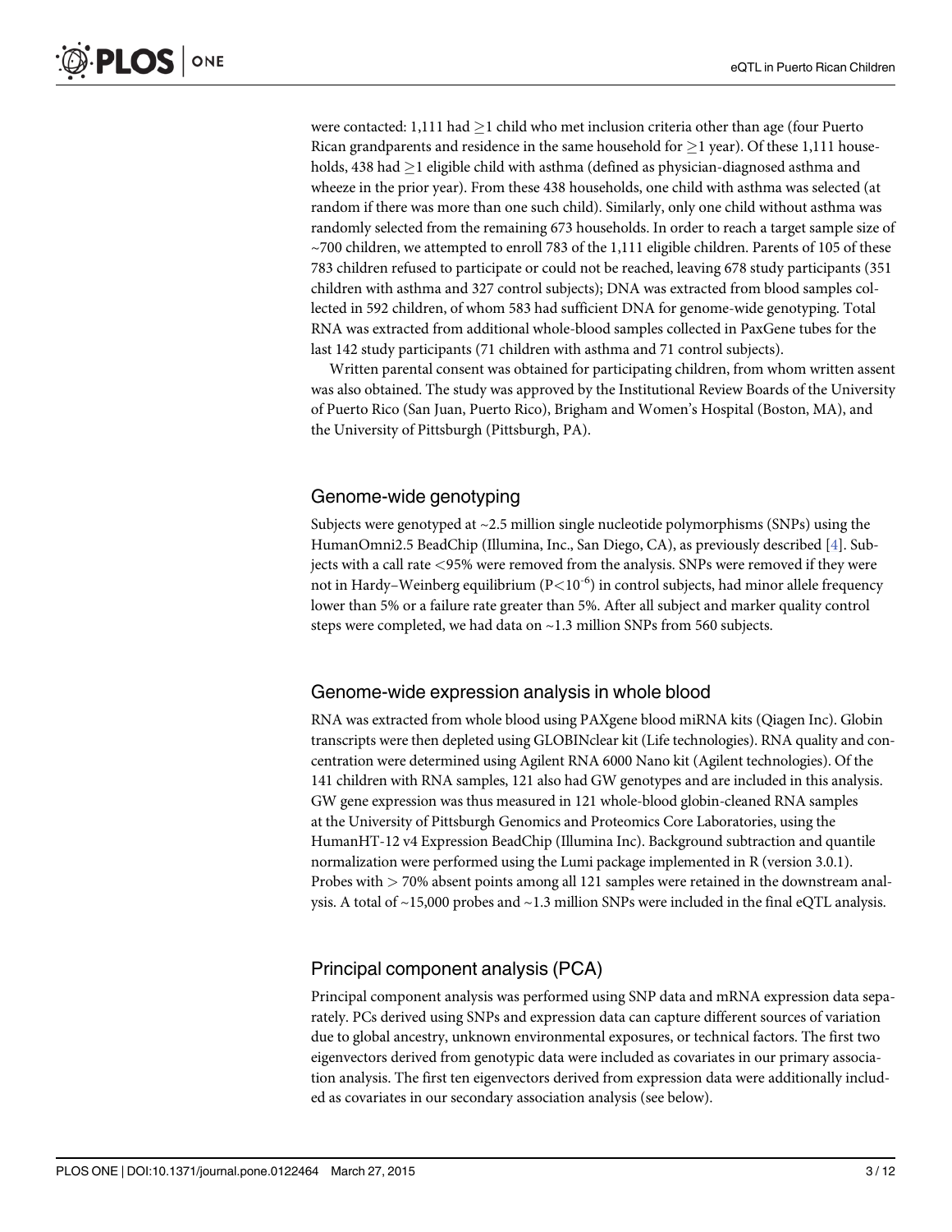were contacted: 1,111 had ≥1 child who met inclusion criteria other than age (four Puerto Rican grandparents and residence in the same household for ≥1 year). Of these 1,111 households, 438 had ≥1 eligible child with asthma (defined as physician-diagnosed asthma and wheeze in the prior year). From these 438 households, one child with asthma was selected (at random if there was more than one such child). Similarly, only one child without asthma was randomly selected from the remaining 673 households. In order to reach a target sample size of ~700 children, we attempted to enroll 783 of the 1,111 eligible children. Parents of 105 of these 783 children refused to participate or could not be reached, leaving 678 study participants (351 children with asthma and 327 control subjects); DNA was extracted from blood samples collected in 592 children, of whom 583 had sufficient DNA for genome-wide genotyping. Total RNA was extracted from additional whole-blood samples collected in PaxGene tubes for the last 142 study participants (71 children with asthma and 71 control subjects).

Written parental consent was obtained for participating children, from whom written assent was also obtained. The study was approved by the Institutional Review Boards of the University of Puerto Rico (San Juan, Puerto Rico), Brigham and Women's Hospital (Boston, MA), and the University of Pittsburgh (Pittsburgh, PA).

## Genome-wide genotyping

Subjects were genotyped at ~2.5 million single nucleotide polymorphisms (SNPs) using the HumanOmni2.5 BeadChip (Illumina, Inc., San Diego, CA), as previously described [4]. Subjects with a call rate <95% were removed from the analysis. SNPs were removed if they were not in Hardy–Weinberg equilibrium ($P<10^{-6}$) in control subjects, had minor allele frequency lower than 5% or a failure rate greater than 5%. After all subject and marker quality control steps were completed, we had data on ~1.3 million SNPs from 560 subjects.

## Genome-wide expression analysis in whole blood

RNA was extracted from whole blood using PAXgene blood miRNA kits (Qiagen Inc). Globin transcripts were then depleted using GLOBINclear kit (Life technologies). RNA quality and concentration were determined using Agilent RNA 6000 Nano kit (Agilent technologies). Of the 141 children with RNA samples, 121 also had GW genotypes and are included in this analysis. GW gene expression was thus measured in 121 whole-blood globin-cleaned RNA samples at the University of Pittsburgh Genomics and Proteomics Core Laboratories, using the HumanHT-12 v4 Expression BeadChip (Illumina Inc). Background subtraction and quantile normalization were performed using the Lumi package implemented in R (version 3.0.1). Probes with > 70% absent points among all 121 samples were retained in the downstream analysis. A total of ~15,000 probes and ~1.3 million SNPs were included in the final eQTL analysis.

## Principal component analysis (PCA)

Principal component analysis was performed using SNP data and mRNA expression data separately. PCs derived using SNPs and expression data can capture different sources of variation due to global ancestry, unknown environmental exposures, or technical factors. The first two eigenvectors derived from genotypic data were included as covariates in our primary association analysis. The first ten eigenvectors derived from expression data were additionally included as covariates in our secondary association analysis (see below).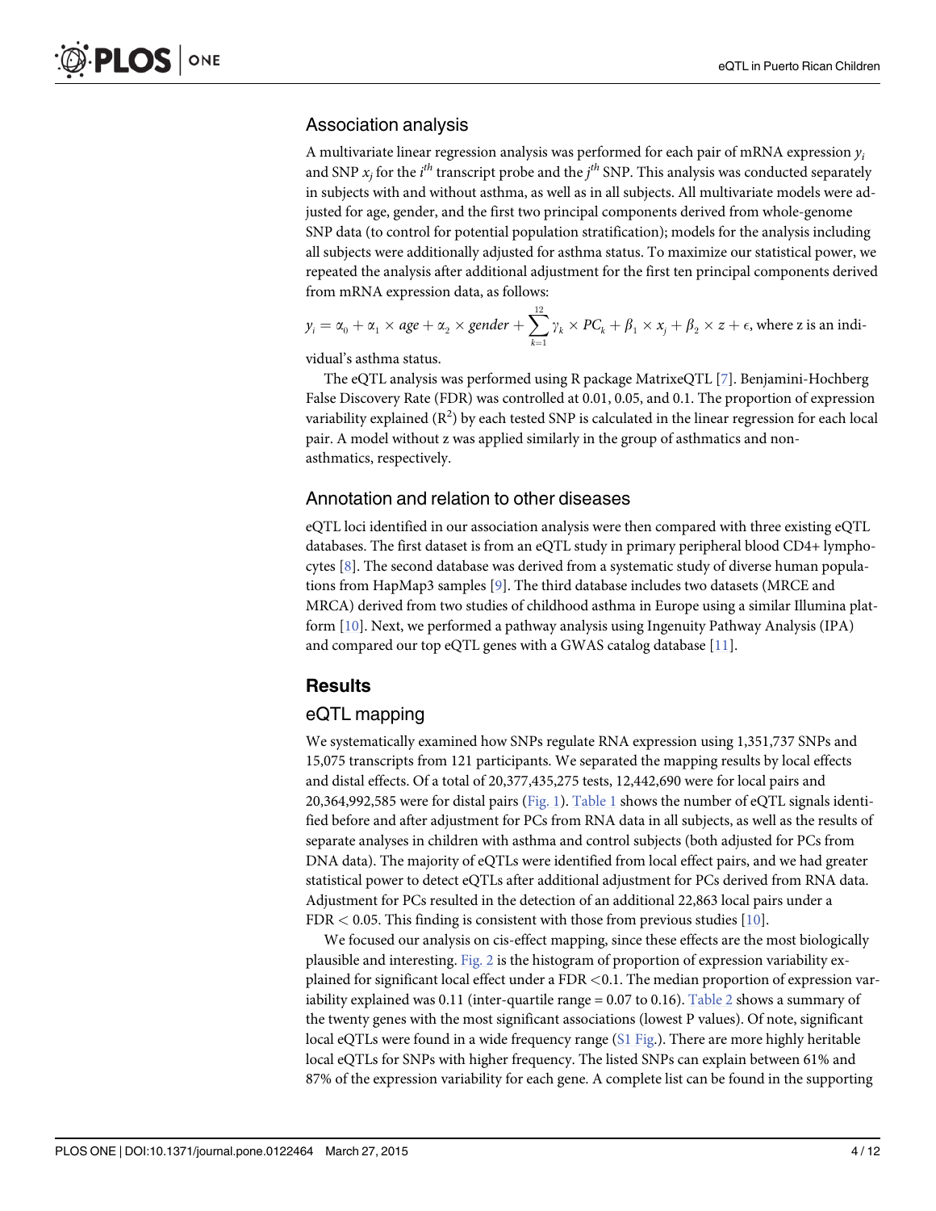### Association analysis

A multivariate linear regression analysis was performed for each pair of mRNA expression $y_i$ and SNP $x_j$ for the $i^{th}$ transcript probe and the $j^{th}$ SNP. This analysis was conducted separately in subjects with and without asthma, as well as in all subjects. All multivariate models were adjusted for age, gender, and the first two principal components derived from whole-genome SNP data (to control for potential population stratification); models for the analysis including all subjects were additionally adjusted for asthma status. To maximize our statistical power, we repeated the analysis after additional adjustment for the first ten principal components derived from mRNA expression data, as follows:

$$y_i = \alpha_0 + \alpha_1 \times age + \alpha_2 \times gender + \sum_{k=1}^{12} \gamma_k \times PC_k + \beta_1 \times x_j + \beta_2 \times z + \epsilon,$$ where z is an individual's asthma status.

The eQTL analysis was performed using R package MatrixeQTL [7]. Benjamini-Hochberg False Discovery Rate (FDR) was controlled at 0.01, 0.05, and 0.1. The proportion of expression variability explained ($R^2$) by each tested SNP is calculated in the linear regression for each local pair. A model without z was applied similarly in the group of asthmatics and non-asthmatics, respectively.

### Annotation and relation to other diseases

eQTL loci identified in our association analysis were then compared with three existing eQTL databases. The first dataset is from an eQTL study in primary peripheral blood CD4+ lymphocytes [8]. The second database was derived from a systematic study of diverse human populations from HapMap3 samples [9]. The third database includes two datasets (MRCE and MRCA) derived from two studies of childhood asthma in Europe using a similar Illumina platform [10]. Next, we performed a pathway analysis using Ingenuity Pathway Analysis (IPA) and compared our top eQTL genes with a GWAS catalog database [11].

## Results

### eQTL mapping

We systematically examined how SNPs regulate RNA expression using 1,351,737 SNPs and 15,075 transcripts from 121 participants. We separated the mapping results by local effects and distal effects. Of a total of 20,377,435,275 tests, 12,442,690 were for local pairs and 20,364,992,585 were for distal pairs (Fig. 1). Table 1 shows the number of eQTL signals identified before and after adjustment for PCs from RNA data in all subjects, as well as the results of separate analyses in children with asthma and control subjects (both adjusted for PCs from DNA data). The majority of eQTLs were identified from local effect pairs, and we had greater statistical power to detect eQTLs after additional adjustment for PCs derived from RNA data. Adjustment for PCs resulted in the detection of an additional 22,863 local pairs under a FDR $< 0.05$. This finding is consistent with those from previous studies [10].

We focused our analysis on cis-effect mapping, since these effects are the most biologically plausible and interesting. Fig. 2 is the histogram of proportion of expression variability explained for significant local effect under a FDR $<0.1$. The median proportion of expression variability explained was 0.11 (inter-quartile range = 0.07 to 0.16). Table 2 shows a summary of the twenty genes with the most significant associations (lowest P values). Of note, significant local eQTLs were found in a wide frequency range (S1 Fig.). There are more highly heritable local eQTLs for SNPs with higher frequency. The listed SNPs can explain between 61% and 87% of the expression variability for each gene. A complete list can be found in the supporting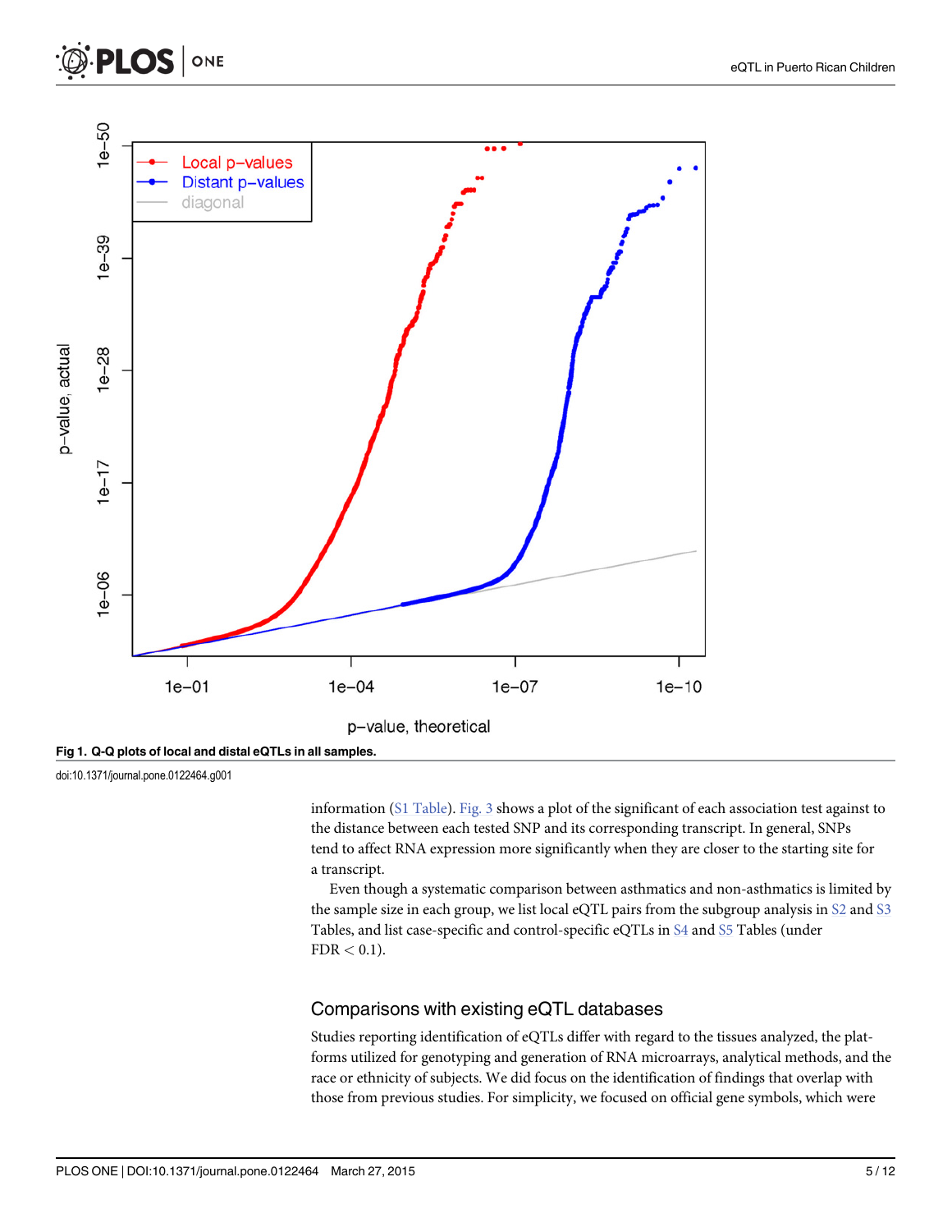Fig 1. Q-Q plots of local and distal eQTLs in all samples.

doi:10.1371/journal.pone.0122464.g001

information (S1 Table). Fig. 3 shows a plot of the significant of each association test against to the distance between each tested SNP and its corresponding transcript. In general, SNPs tend to affect RNA expression more significantly when they are closer to the starting site for a transcript.

Even though a systematic comparison between asthmatics and non-asthmatics is limited by the sample size in each group, we list local eQTL pairs from the subgroup analysis in S2 and S3 Tables, and list case-specific and control-specific eQTLs in S4 and S5 Tables (under FDR $< 0.1$).

## Comparisons with existing eQTL databases

Studies reporting identification of eQTLs differ with regard to the tissues analyzed, the platforms utilized for genotyping and generation of RNA microarrays, analytical methods, and the race or ethnicity of subjects. We did focus on the identification of findings that overlap with those from previous studies. For simplicity, we focused on official gene symbols, which were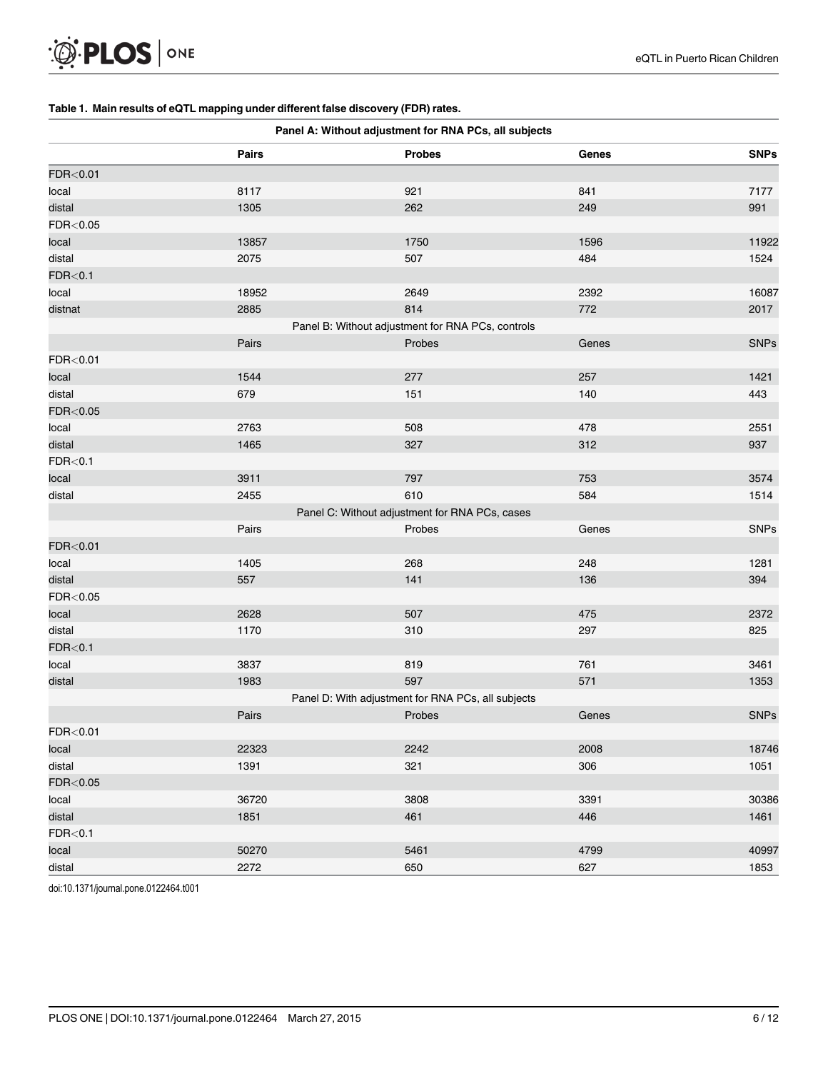**Table 1. Main results of eQTL mapping under different false discovery (FDR) rates.**

| | Pairs | Probes | Genes | SNPs |
|---|---|---|---|---|
| **Panel A: Without adjustment for RNA PCs, all subjects** | | | | |
| | **Pairs** | **Probes** | **Genes** | **SNPs** |
| FDR<0.01 | | | | |
| local | 8117 | 921 | 841 | 7177 |
| distal | 1305 | 262 | 249 | 991 |
| FDR<0.05 | | | | |
| local | 13857 | 1750 | 1596 | 11922 |
| distal | 2075 | 507 | 484 | 1524 |
| FDR<0.1 | | | | |
| local | 18952 | 2649 | 2392 | 16087 |
| distnat | 2885 | 814 | 772 | 2017 |
| Panel B: Without adjustment for RNA PCs, controls | | | | |
| | Pairs | Probes | Genes | SNPs |
| FDR<0.01 | | | | |
| local | 1544 | 277 | 257 | 1421 |
| distal | 679 | 151 | 140 | 443 |
| FDR<0.05 | | | | |
| local | 2763 | 508 | 478 | 2551 |
| distal | 1465 | 327 | 312 | 937 |
| FDR<0.1 | | | | |
| local | 3911 | 797 | 753 | 3574 |
| distal | 2455 | 610 | 584 | 1514 |
| Panel C: Without adjustment for RNA PCs, cases | | | | |
| | Pairs | Probes | Genes | SNPs |
| FDR<0.01 | | | | |
| local | 1405 | 268 | 248 | 1281 |
| distal | 557 | 141 | 136 | 394 |
| FDR<0.05 | | | | |
| local | 2628 | 507 | 475 | 2372 |
| distal | 1170 | 310 | 297 | 825 |
| FDR<0.1 | | | | |
| local | 3837 | 819 | 761 | 3461 |
| distal | 1983 | 597 | 571 | 1353 |
| Panel D: With adjustment for RNA PCs, all subjects | | | | |
| | Pairs | Probes | Genes | SNPs |
| FDR<0.01 | | | | |
| local | 22323 | 2242 | 2008 | 18746 |
| distal | 1391 | 321 | 306 | 1051 |
| FDR<0.05 | | | | |
| local | 36720 | 3808 | 3391 | 30386 |
| distal | 1851 | 461 | 446 | 1461 |
| FDR<0.1 | | | | |
| local | 50270 | 5461 | 4799 | 40997 |
| distal | 2272 | 650 | 627 | 1853 |

doi:10.1371/journal.pone.0122464.t001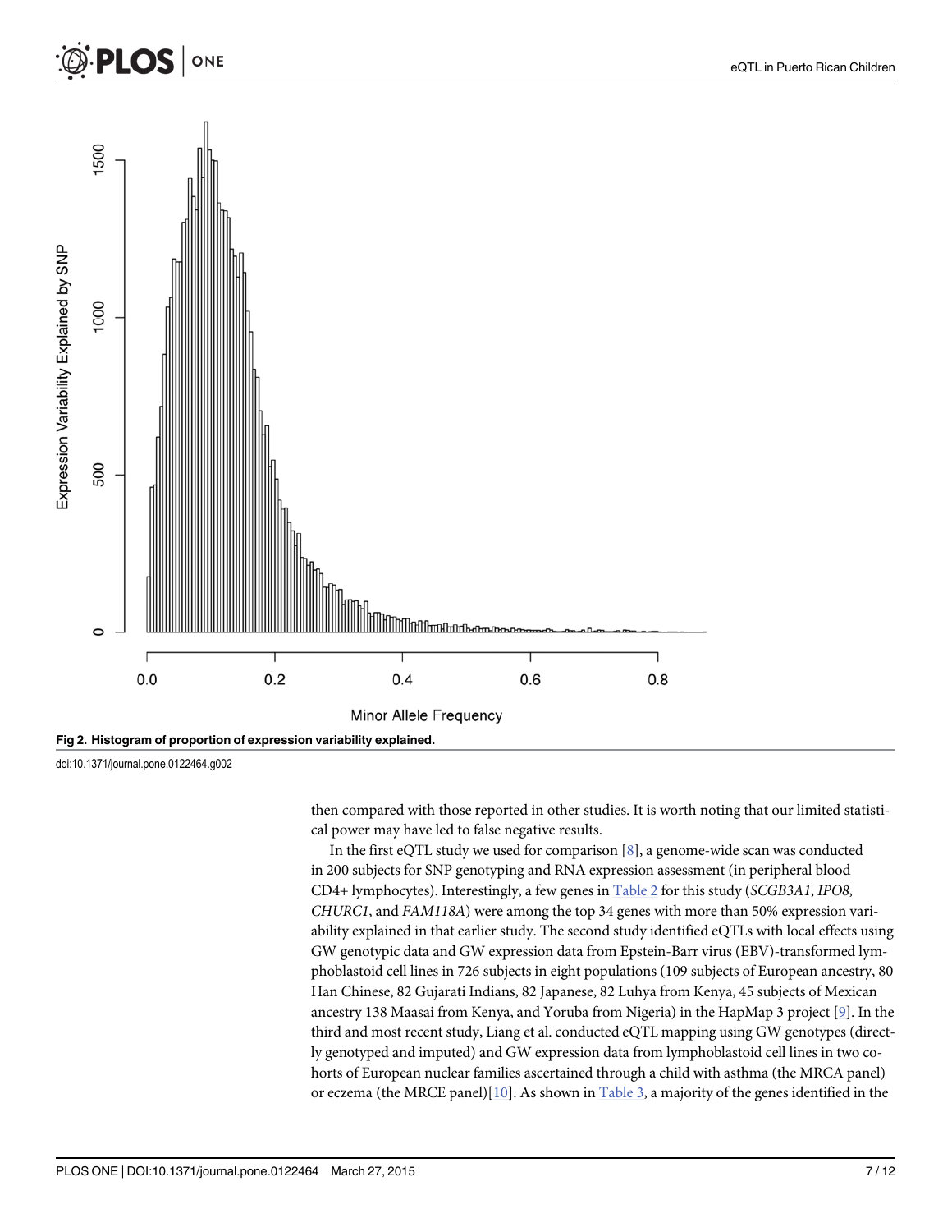Fig 2. Histogram of proportion of expression variability explained.

doi:10.1371/journal.pone.0122464.g002

then compared with those reported in other studies. It is worth noting that our limited statistical power may have led to false negative results.

In the first eQTL study we used for comparison [8], a genome-wide scan was conducted in 200 subjects for SNP genotyping and RNA expression assessment (in peripheral blood CD4+ lymphocytes). Interestingly, a few genes in Table 2 for this study (*SCGB3A1*, *IPO8*, *CHURC1*, and *FAM118A*) were among the top 34 genes with more than 50% expression variability explained in that earlier study. The second study identified eQTLs with local effects using GW genotypic data and GW expression data from Epstein-Barr virus (EBV)-transformed lymphoblastoid cell lines in 726 subjects in eight populations (109 subjects of European ancestry, 80 Han Chinese, 82 Gujarati Indians, 82 Japanese, 82 Luhya from Kenya, 45 subjects of Mexican ancestry 138 Maasai from Kenya, and Yoruba from Nigeria) in the HapMap 3 project [9]. In the third and most recent study, Liang et al. conducted eQTL mapping using GW genotypes (directly genotyped and imputed) and GW expression data from lymphoblastoid cell lines in two cohorts of European nuclear families ascertained through a child with asthma (the MRCA panel) or eczema (the MRCE panel)[10]. As shown in Table 3, a majority of the genes identified in the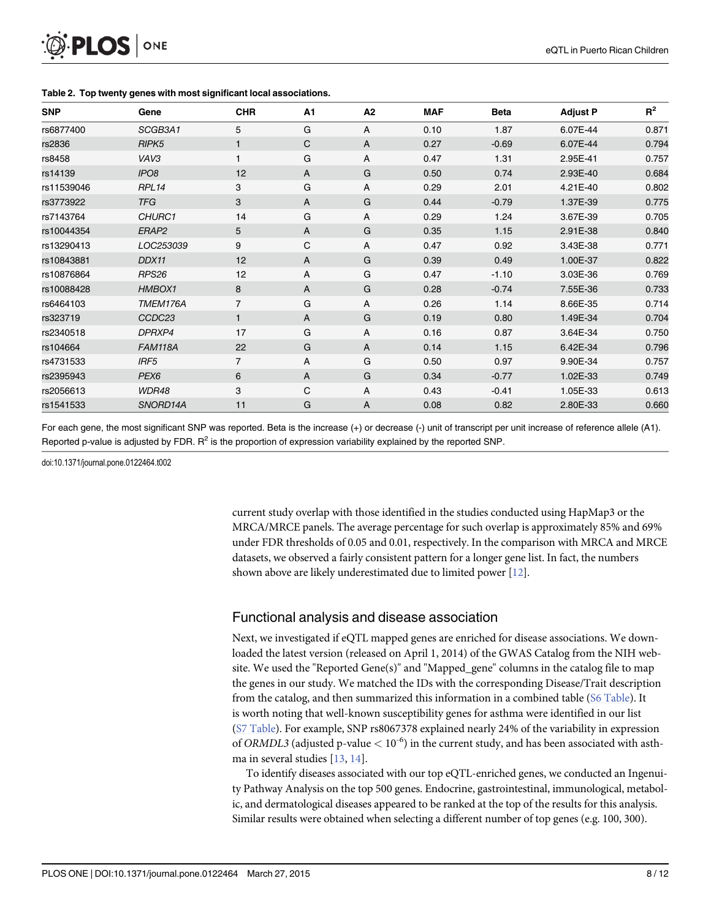**Table 2. Top twenty genes with most significant local associations.**

| SNP | Gene | CHR | A1 | A2 | MAF | Beta | Adjust P | $R^2$ |
|---|---|---|---|---|---|---|---|---|
| rs6877400 | *SCGB3A1* | 5 | G | A | 0.10 | 1.87 | 6.07E-44 | 0.871 |
| rs2836 | *RIPK5* | 1 | C | A | 0.27 | -0.69 | 6.07E-44 | 0.794 |
| rs8458 | *VAV3* | 1 | G | A | 0.47 | 1.31 | 2.95E-41 | 0.757 |
| rs14139 | *IPO8* | 12 | A | G | 0.50 | 0.74 | 2.93E-40 | 0.684 |
| rs11539046 | *RPL14* | 3 | G | A | 0.29 | 2.01 | 4.21E-40 | 0.802 |
| rs3773922 | *TFG* | 3 | A | G | 0.44 | -0.79 | 1.37E-39 | 0.775 |
| rs7143764 | *CHURC1* | 14 | G | A | 0.29 | 1.24 | 3.67E-39 | 0.705 |
| rs10044354 | *ERAP2* | 5 | A | G | 0.35 | 1.15 | 2.91E-38 | 0.840 |
| rs13290413 | *LOC253039* | 9 | C | A | 0.47 | 0.92 | 3.43E-38 | 0.771 |
| rs10843881 | *DDX11* | 12 | A | G | 0.39 | 0.49 | 1.00E-37 | 0.822 |
| rs10876864 | *RPS26* | 12 | A | G | 0.47 | -1.10 | 3.03E-36 | 0.769 |
| rs10088428 | *HMBOX1* | 8 | A | G | 0.28 | -0.74 | 7.55E-36 | 0.733 |
| rs6464103 | *TMEM176A* | 7 | G | A | 0.26 | 1.14 | 8.66E-35 | 0.714 |
| rs323719 | *CCDC23* | 1 | A | G | 0.19 | 0.80 | 1.49E-34 | 0.704 |
| rs2340518 | *DPRXP4* | 17 | G | A | 0.16 | 0.87 | 3.64E-34 | 0.750 |
| rs104664 | *FAM118A* | 22 | G | A | 0.14 | 1.15 | 6.42E-34 | 0.796 |
| rs4731533 | *IRF5* | 7 | A | G | 0.50 | 0.97 | 9.90E-34 | 0.757 |
| rs2395943 | *PEX6* | 6 | A | G | 0.34 | -0.77 | 1.02E-33 | 0.749 |
| rs2056613 | *WDR48* | 3 | C | A | 0.43 | -0.41 | 1.05E-33 | 0.613 |
| rs1541533 | *SNORD14A* | 11 | G | A | 0.08 | 0.82 | 2.80E-33 | 0.660 |

For each gene, the most significant SNP was reported. Beta is the increase (+) or decrease (-) unit of transcript per unit increase of reference allele (A1). Reported p-value is adjusted by FDR. $R^2$ is the proportion of expression variability explained by the reported SNP.

doi:10.1371/journal.pone.0122464.t002

current study overlap with those identified in the studies conducted using HapMap3 or the MRCA/MRCE panels. The average percentage for such overlap is approximately 85% and 69% under FDR thresholds of 0.05 and 0.01, respectively. In the comparison with MRCA and MRCE datasets, we observed a fairly consistent pattern for a longer gene list. In fact, the numbers shown above are likely underestimated due to limited power [12].

## Functional analysis and disease association

Next, we investigated if eQTL mapped genes are enriched for disease associations. We downloaded the latest version (released on April 1, 2014) of the GWAS Catalog from the NIH website. We used the "Reported Gene(s)" and "Mapped_gene" columns in the catalog file to map the genes in our study. We matched the IDs with the corresponding Disease/Trait description from the catalog, and then summarized this information in a combined table (S6 Table). It is worth noting that well-known susceptibility genes for asthma were identified in our list (S7 Table). For example, SNP rs8067378 explained nearly 24% of the variability in expression of *ORMDL3* (adjusted p-value $< 10^{-6}$) in the current study, and has been associated with asthma in several studies [13, 14].

To identify diseases associated with our top eQTL-enriched genes, we conducted an Ingenuity Pathway Analysis on the top 500 genes. Endocrine, gastrointestinal, immunological, metabolic, and dermatological diseases appeared to be ranked at the top of the results for this analysis. Similar results were obtained when selecting a different number of top genes (e.g. 100, 300).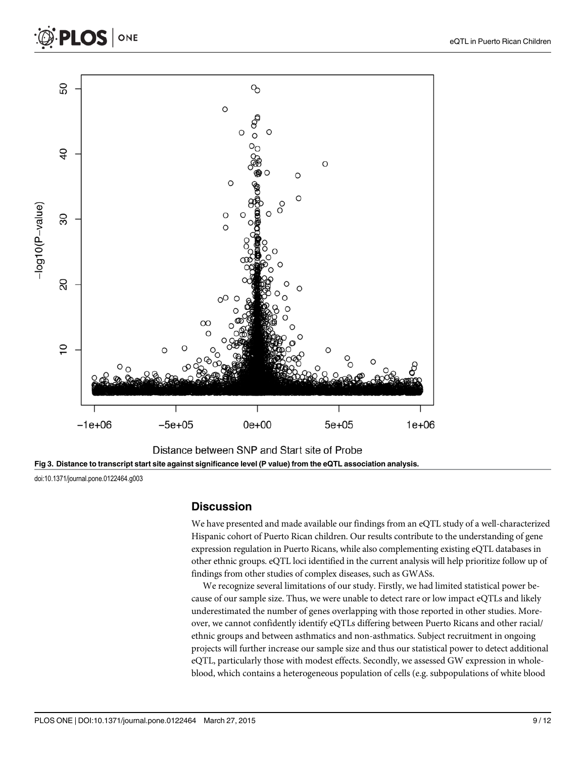Fig 3. Distance to transcript start site against significance level (P value) from the eQTL association analysis.

doi:10.1371/journal.pone.0122464.g003

## Discussion

We have presented and made available our findings from an eQTL study of a well-characterized Hispanic cohort of Puerto Rican children. Our results contribute to the understanding of gene expression regulation in Puerto Ricans, while also complementing existing eQTL databases in other ethnic groups. eQTL loci identified in the current analysis will help prioritize follow up of findings from other studies of complex diseases, such as GWASs.

We recognize several limitations of our study. Firstly, we had limited statistical power because of our sample size. Thus, we were unable to detect rare or low impact eQTLs and likely underestimated the number of genes overlapping with those reported in other studies. Moreover, we cannot confidently identify eQTLs differing between Puerto Ricans and other racial/ethnic groups and between asthmatics and non-asthmatics. Subject recruitment in ongoing projects will further increase our sample size and thus our statistical power to detect additional eQTL, particularly those with modest effects. Secondly, we assessed GW expression in whole-blood, which contains a heterogeneous population of cells (e.g. subpopulations of white blood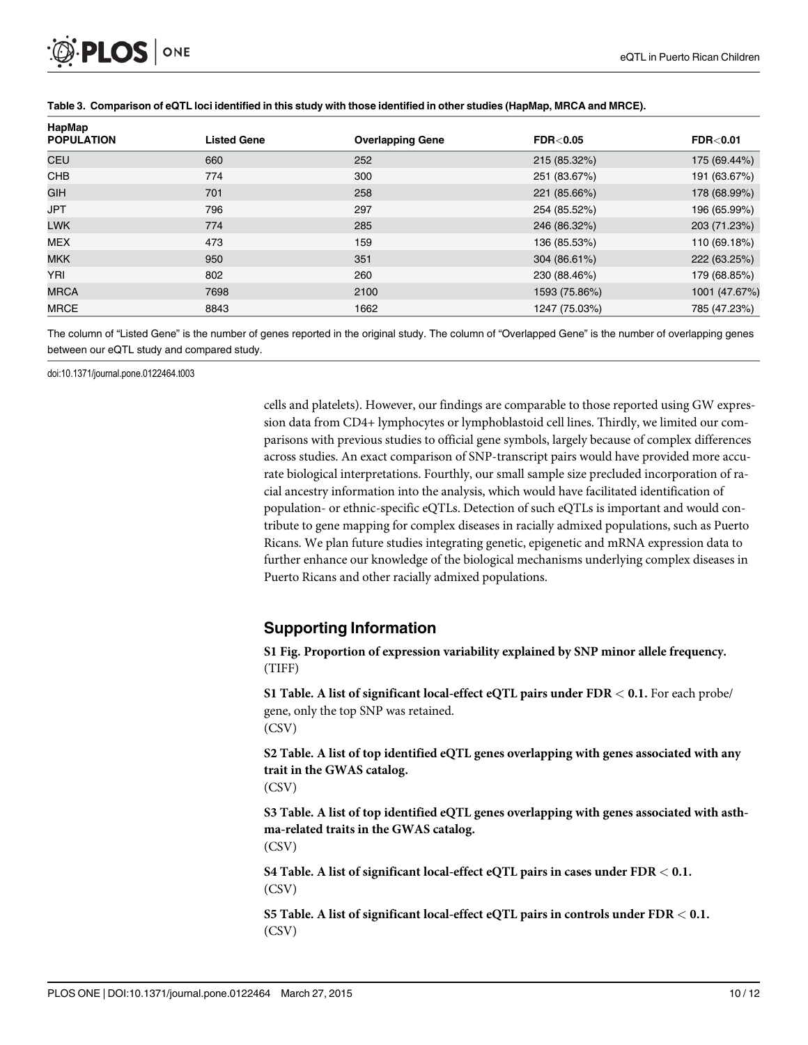**Table 3. Comparison of eQTL loci identified in this study with those identified in other studies (HapMap, MRCA and MRCE).**

| HapMap POPULATION | Listed Gene | Overlapping Gene | FDR<0.05 | FDR<0.01 |
|---|---|---|---|---|
| CEU | 660 | 252 | 215 (85.32%) | 175 (69.44%) |
| CHB | 774 | 300 | 251 (83.67%) | 191 (63.67%) |
| GIH | 701 | 258 | 221 (85.66%) | 178 (68.99%) |
| JPT | 796 | 297 | 254 (85.52%) | 196 (65.99%) |
| LWK | 774 | 285 | 246 (86.32%) | 203 (71.23%) |
| MEX | 473 | 159 | 136 (85.53%) | 110 (69.18%) |
| MKK | 950 | 351 | 304 (86.61%) | 222 (63.25%) |
| YRI | 802 | 260 | 230 (88.46%) | 179 (68.85%) |
| MRCA | 7698 | 2100 | 1593 (75.86%) | 1001 (47.67%) |
| MRCE | 8843 | 1662 | 1247 (75.03%) | 785 (47.23%) |

The column of "Listed Gene" is the number of genes reported in the original study. The column of "Overlapped Gene" is the number of overlapping genes between our eQTL study and compared study.

doi:10.1371/journal.pone.0122464.t003

cells and platelets). However, our findings are comparable to those reported using GW expression data from CD4+ lymphocytes or lymphoblastoid cell lines. Thirdly, we limited our comparisons with previous studies to official gene symbols, largely because of complex differences across studies. An exact comparison of SNP-transcript pairs would have provided more accurate biological interpretations. Fourthly, our small sample size precluded incorporation of racial ancestry information into the analysis, which would have facilitated identification of population- or ethnic-specific eQTLs. Detection of such eQTLs is important and would contribute to gene mapping for complex diseases in racially admixed populations, such as Puerto Ricans. We plan future studies integrating genetic, epigenetic and mRNA expression data to further enhance our knowledge of the biological mechanisms underlying complex diseases in Puerto Ricans and other racially admixed populations.

## Supporting Information

**S1 Fig. Proportion of expression variability explained by SNP minor allele frequency.**
(TIFF)

**S1 Table. A list of significant local-effect eQTL pairs under FDR < 0.1.** For each probe/gene, only the top SNP was retained.
(CSV)

**S2 Table. A list of top identified eQTL genes overlapping with genes associated with any trait in the GWAS catalog.**
(CSV)

**S3 Table. A list of top identified eQTL genes overlapping with genes associated with asthma-related traits in the GWAS catalog.**
(CSV)

**S4 Table. A list of significant local-effect eQTL pairs in cases under FDR < 0.1.**
(CSV)

**S5 Table. A list of significant local-effect eQTL pairs in controls under FDR < 0.1.**
(CSV)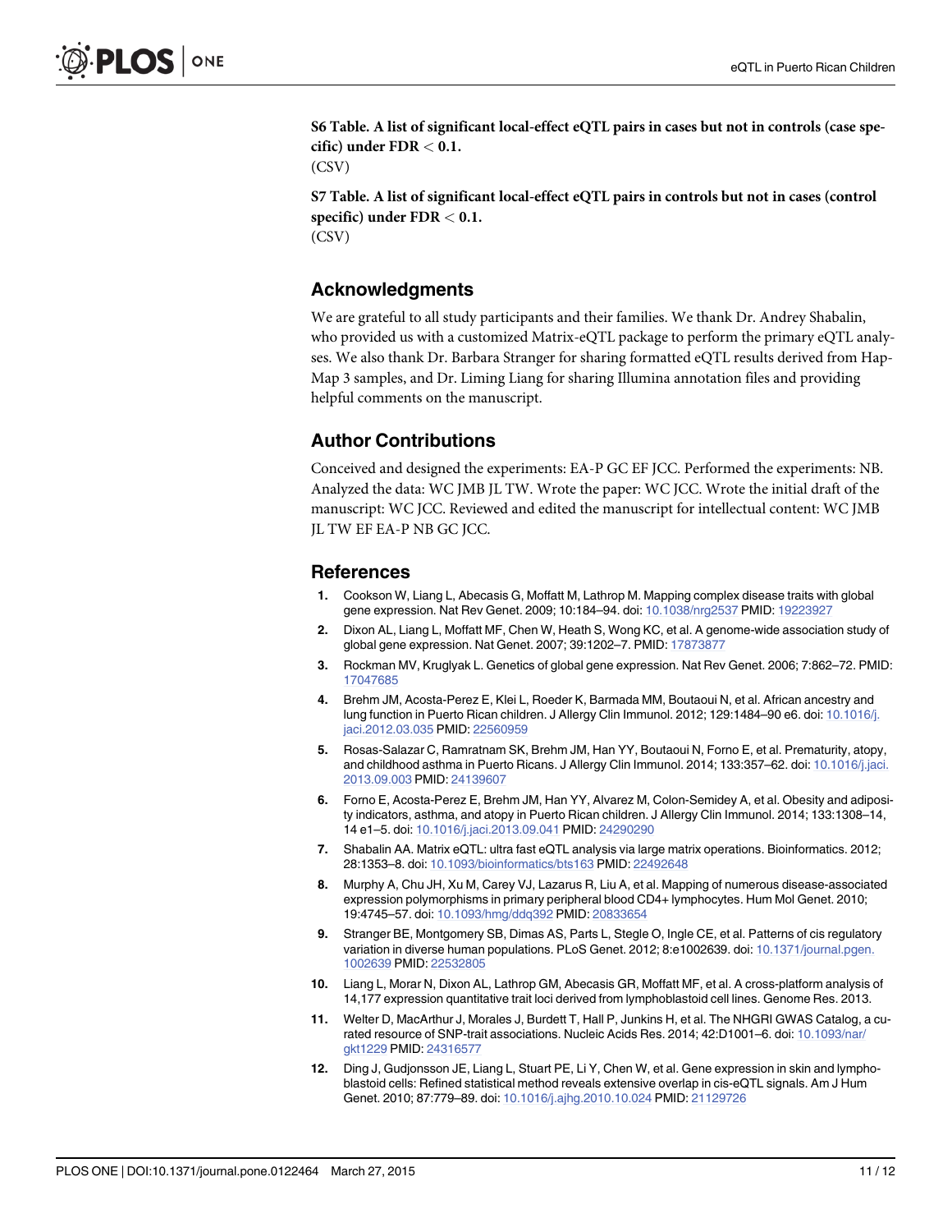**S6 Table. A list of significant local-effect eQTL pairs in cases but not in controls (case specific) under FDR < 0.1.**
(CSV)

**S7 Table. A list of significant local-effect eQTL pairs in controls but not in cases (control specific) under FDR < 0.1.**
(CSV)

## Acknowledgments

We are grateful to all study participants and their families. We thank Dr. Andrey Shabalin, who provided us with a customized Matrix-eQTL package to perform the primary eQTL analyses. We also thank Dr. Barbara Stranger for sharing formatted eQTL results derived from HapMap 3 samples, and Dr. Liming Liang for sharing Illumina annotation files and providing helpful comments on the manuscript.

## Author Contributions

Conceived and designed the experiments: EA-P GC EF JCC. Performed the experiments: NB. Analyzed the data: WC JMB JL TW. Wrote the paper: WC JCC. Wrote the initial draft of the manuscript: WC JCC. Reviewed and edited the manuscript for intellectual content: WC JMB JL TW EF EA-P NB GC JCC.

## References

1. Cookson W, Liang L, Abecasis G, Moffatt M, Lathrop M. Mapping complex disease traits with global gene expression. Nat Rev Genet. 2009; 10:184–94. doi: 10.1038/nrg2537 PMID: 19223927
2. Dixon AL, Liang L, Moffatt MF, Chen W, Heath S, Wong KC, et al. A genome-wide association study of global gene expression. Nat Genet. 2007; 39:1202–7. PMID: 17873877
3. Rockman MV, Kruglyak L. Genetics of global gene expression. Nat Rev Genet. 2006; 7:862–72. PMID: 17047685
4. Brehm JM, Acosta-Perez E, Klei L, Roeder K, Barmada MM, Boutaoui N, et al. African ancestry and lung function in Puerto Rican children. J Allergy Clin Immunol. 2012; 129:1484–90 e6. doi: 10.1016/j.jaci.2012.03.035 PMID: 22560959
5. Rosas-Salazar C, Ramratnam SK, Brehm JM, Han YY, Boutaoui N, Forno E, et al. Prematurity, atopy, and childhood asthma in Puerto Ricans. J Allergy Clin Immunol. 2014; 133:357–62. doi: 10.1016/j.jaci.2013.09.003 PMID: 24139607
6. Forno E, Acosta-Perez E, Brehm JM, Han YY, Alvarez M, Colon-Semidey A, et al. Obesity and adiposity indicators, asthma, and atopy in Puerto Rican children. J Allergy Clin Immunol. 2014; 133:1308–14, 14 e1–5. doi: 10.1016/j.jaci.2013.09.041 PMID: 24290290
7. Shabalin AA. Matrix eQTL: ultra fast eQTL analysis via large matrix operations. Bioinformatics. 2012; 28:1353–8. doi: 10.1093/bioinformatics/bts163 PMID: 22492648
8. Murphy A, Chu JH, Xu M, Carey VJ, Lazarus R, Liu A, et al. Mapping of numerous disease-associated expression polymorphisms in primary peripheral blood CD4+ lymphocytes. Hum Mol Genet. 2010; 19:4745–57. doi: 10.1093/hmg/ddq392 PMID: 20833654
9. Stranger BE, Montgomery SB, Dimas AS, Parts L, Stegle O, Ingle CE, et al. Patterns of cis regulatory variation in diverse human populations. PLoS Genet. 2012; 8:e1002639. doi: 10.1371/journal.pgen.1002639 PMID: 22532805
10. Liang L, Morar N, Dixon AL, Lathrop GM, Abecasis GR, Moffatt MF, et al. A cross-platform analysis of 14,177 expression quantitative trait loci derived from lymphoblastoid cell lines. Genome Res. 2013.
11. Welter D, MacArthur J, Morales J, Burdett T, Hall P, Junkins H, et al. The NHGRI GWAS Catalog, a curated resource of SNP-trait associations. Nucleic Acids Res. 2014; 42:D1001–6. doi: 10.1093/nar/gkt1229 PMID: 24316577
12. Ding J, Gudjonsson JE, Liang L, Stuart PE, Li Y, Chen W, et al. Gene expression in skin and lymphoblastoid cells: Refined statistical method reveals extensive overlap in cis-eQTL signals. Am J Hum Genet. 2010; 87:779–89. doi: 10.1016/j.ajhg.2010.10.024 PMID: 21129726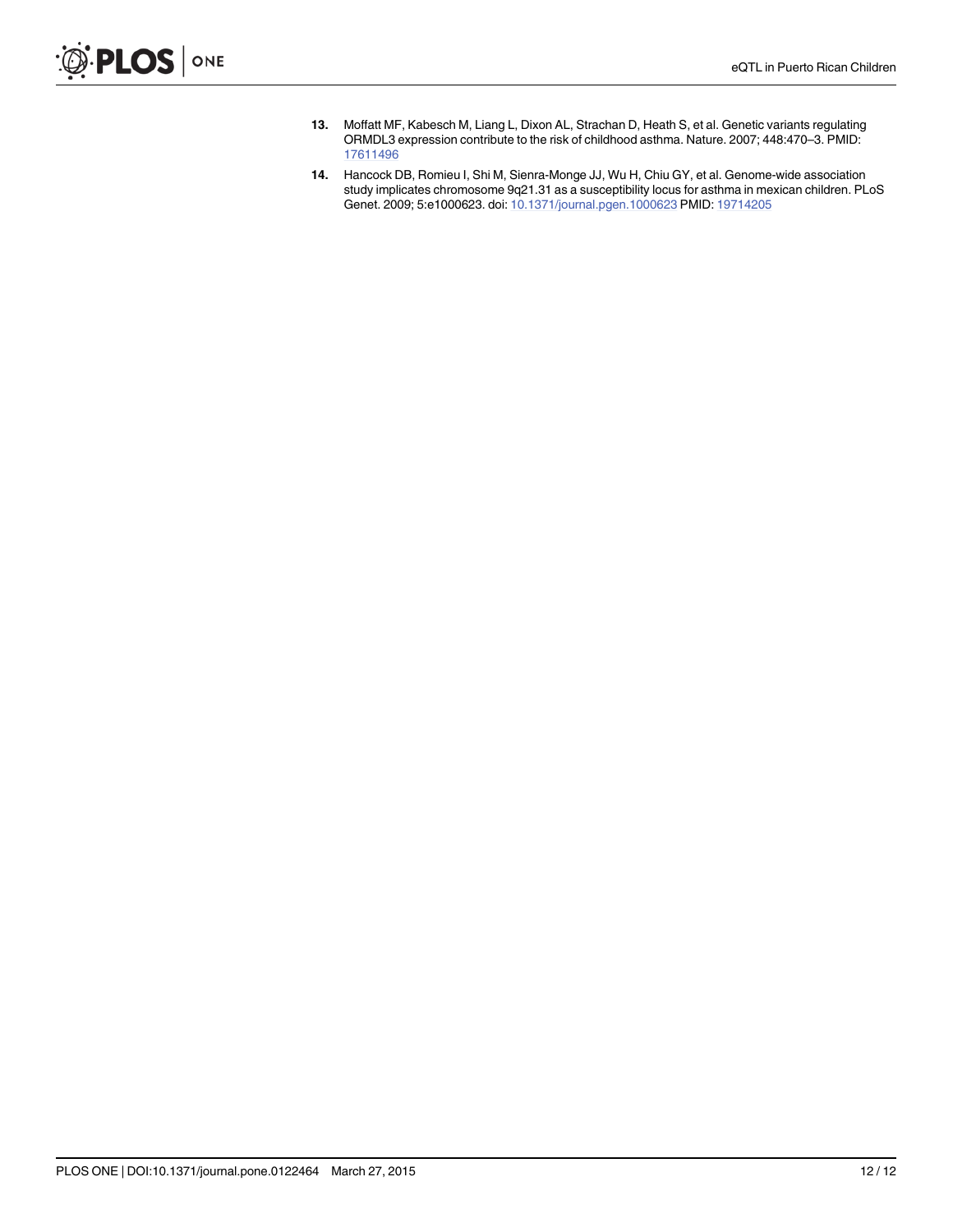13. Moffatt MF, Kabesch M, Liang L, Dixon AL, Strachan D, Heath S, et al. Genetic variants regulating ORMDL3 expression contribute to the risk of childhood asthma. Nature. 2007; 448:470–3. PMID: 17611496

14. Hancock DB, Romieu I, Shi M, Sienra-Monge JJ, Wu H, Chiu GY, et al. Genome-wide association study implicates chromosome 9q21.31 as a susceptibility locus for asthma in mexican children. PLoS Genet. 2009; 5:e1000623. doi: 10.1371/journal.pgen.1000623 PMID: 19714205